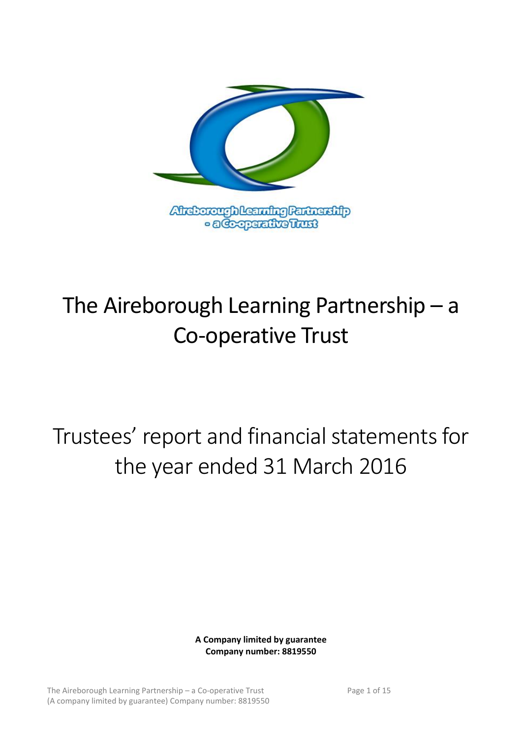Aireborough Learning Partnership - a Co-operative Trust

# The Aireborough Learning Partnership – a Co-operative Trust

# Trustees' report and financial statements for the year ended 31 March 2016

**A Company limited by guarantee**
**Company number: 8819550**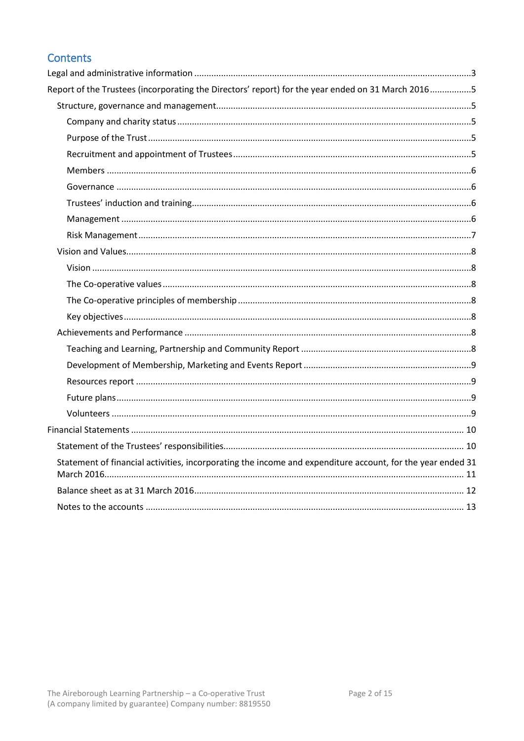## Contents

- Legal and administrative information .......... 3
- Report of the Trustees (incorporating the Directors' report) for the year ended on 31 March 2016 .......... 5
  - Structure, governance and management .......... 5
    - Company and charity status .......... 5
    - Purpose of the Trust .......... 5
    - Recruitment and appointment of Trustees .......... 5
    - Members .......... 6
    - Governance .......... 6
    - Trustees' induction and training .......... 6
    - Management .......... 6
    - Risk Management .......... 7
  - Vision and Values .......... 8
    - Vision .......... 8
    - The Co-operative values .......... 8
    - The Co-operative principles of membership .......... 8
    - Key objectives .......... 8
  - Achievements and Performance .......... 8
    - Teaching and Learning, Partnership and Community Report .......... 8
    - Development of Membership, Marketing and Events Report .......... 9
    - Resources report .......... 9
    - Future plans .......... 9
    - Volunteers .......... 9
- Financial Statements .......... 10
  - Statement of the Trustees' responsibilities .......... 10
  - Statement of financial activities, incorporating the income and expenditure account, for the year ended 31 March 2016 .......... 11
  - Balance sheet as at 31 March 2016 .......... 12
  - Notes to the accounts .......... 13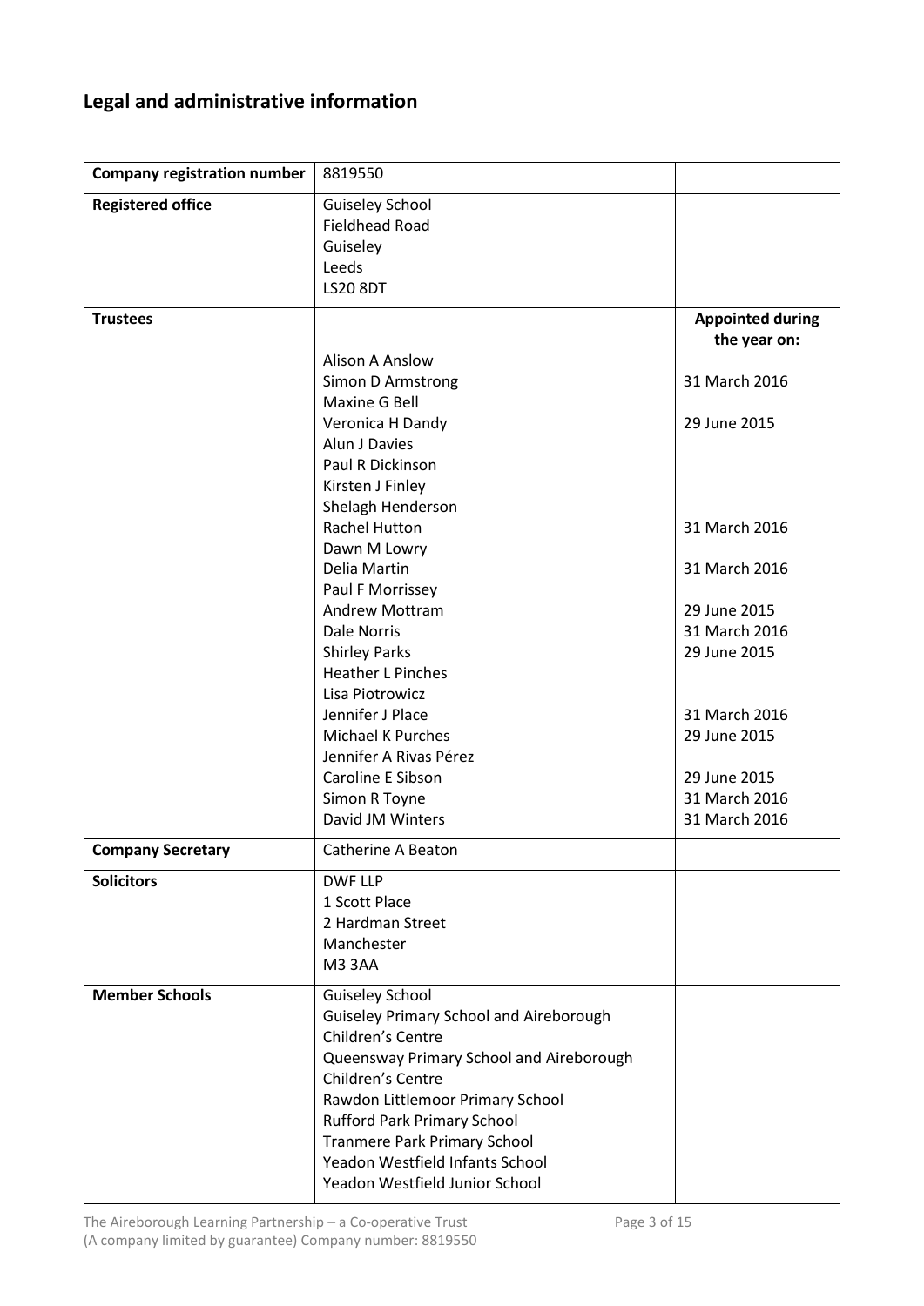## Legal and administrative information

| | | |
|---|---|---|
| **Company registration number** | 8819550 | |
| **Registered office** | Guiseley School<br>Fieldhead Road<br>Guiseley<br>Leeds<br>LS20 8DT | |
| **Trustees** | | **Appointed during the year on:** |
| | Alison A Anslow | |
| | Simon D Armstrong | 31 March 2016 |
| | Maxine G Bell | |
| | Veronica H Dandy | 29 June 2015 |
| | Alun J Davies | |
| | Paul R Dickinson | |
| | Kirsten J Finley | |
| | Shelagh Henderson | |
| | Rachel Hutton | 31 March 2016 |
| | Dawn M Lowry | |
| | Delia Martin | 31 March 2016 |
| | Paul F Morrissey | |
| | Andrew Mottram | 29 June 2015 |
| | Dale Norris | 31 March 2016 |
| | Shirley Parks | 29 June 2015 |
| | Heather L Pinches | |
| | Lisa Piotrowicz | |
| | Jennifer J Place | 31 March 2016 |
| | Michael K Purches | 29 June 2015 |
| | Jennifer A Rivas Pérez | |
| | Caroline E Sibson | 29 June 2015 |
| | Simon R Toyne | 31 March 2016 |
| | David JM Winters | 31 March 2016 |
| **Company Secretary** | Catherine A Beaton | |
| **Solicitors** | DWF LLP<br>1 Scott Place<br>2 Hardman Street<br>Manchester<br>M3 3AA | |
| **Member Schools** | Guiseley School<br>Guiseley Primary School and Aireborough Children's Centre<br>Queensway Primary School and Aireborough Children's Centre<br>Rawdon Littlemoor Primary School<br>Rufford Park Primary School<br>Tranmere Park Primary School<br>Yeadon Westfield Infants School<br>Yeadon Westfield Junior School | |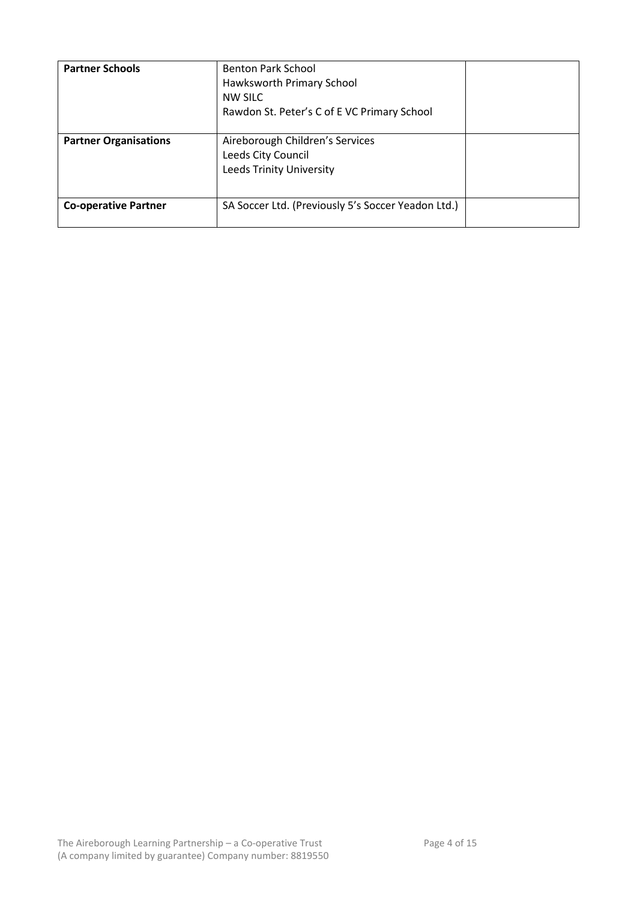| **Partner Schools** | Benton Park School<br>Hawksworth Primary School<br>NW SILC<br>Rawdon St. Peter's C of E VC Primary School | |
|---|---|---|
| **Partner Organisations** | Aireborough Children's Services<br>Leeds City Council<br>Leeds Trinity University | |
| **Co-operative Partner** | SA Soccer Ltd. (Previously 5's Soccer Yeadon Ltd.) | |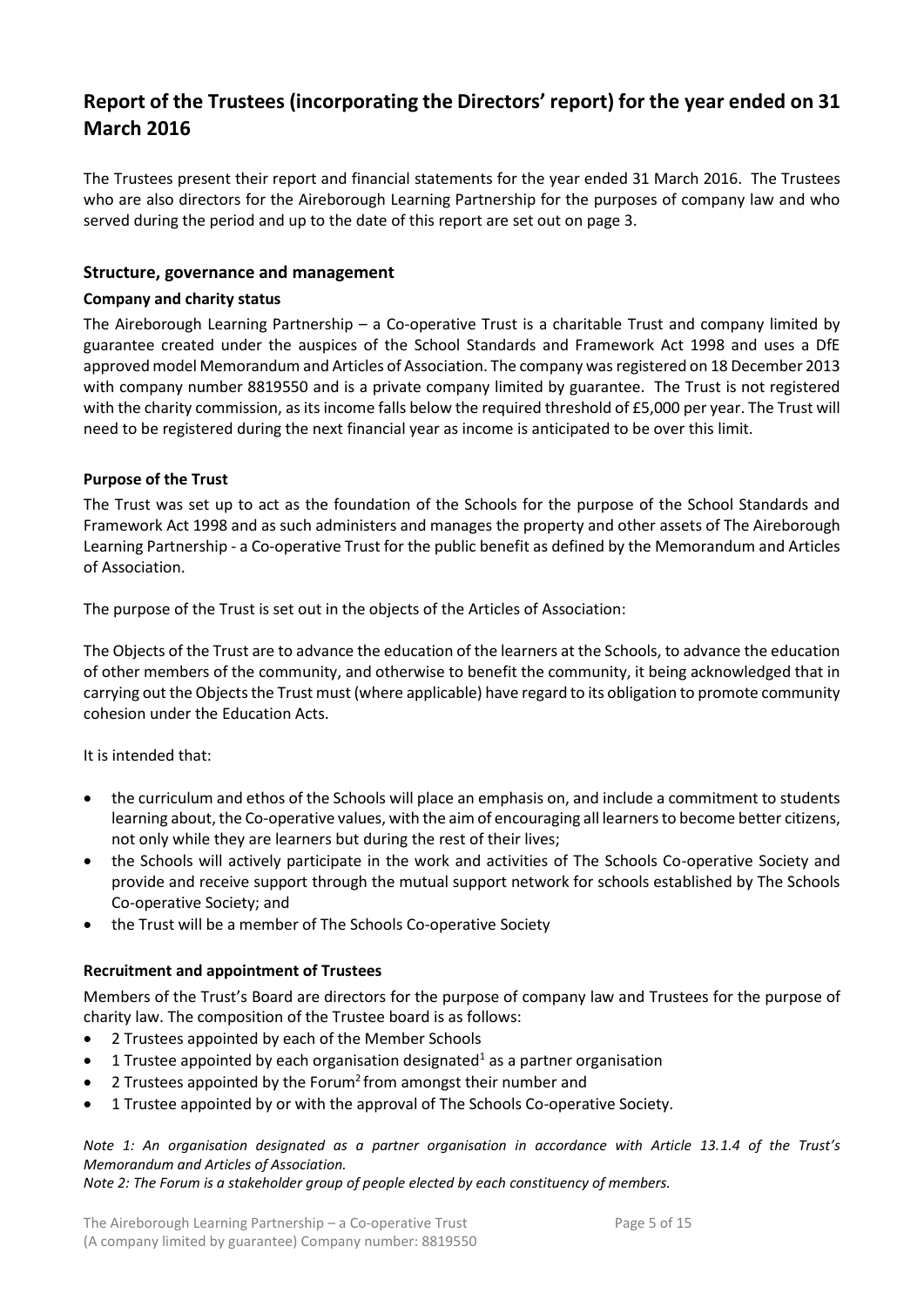# Report of the Trustees (incorporating the Directors' report) for the year ended on 31 March 2016

The Trustees present their report and financial statements for the year ended 31 March 2016. The Trustees who are also directors for the Aireborough Learning Partnership for the purposes of company law and who served during the period and up to the date of this report are set out on page 3.

## Structure, governance and management

### Company and charity status

The Aireborough Learning Partnership – a Co-operative Trust is a charitable Trust and company limited by guarantee created under the auspices of the School Standards and Framework Act 1998 and uses a DfE approved model Memorandum and Articles of Association. The company was registered on 18 December 2013 with company number 8819550 and is a private company limited by guarantee. The Trust is not registered with the charity commission, as its income falls below the required threshold of £5,000 per year. The Trust will need to be registered during the next financial year as income is anticipated to be over this limit.

### Purpose of the Trust

The Trust was set up to act as the foundation of the Schools for the purpose of the School Standards and Framework Act 1998 and as such administers and manages the property and other assets of The Aireborough Learning Partnership - a Co-operative Trust for the public benefit as defined by the Memorandum and Articles of Association.

The purpose of the Trust is set out in the objects of the Articles of Association:

The Objects of the Trust are to advance the education of the learners at the Schools, to advance the education of other members of the community, and otherwise to benefit the community, it being acknowledged that in carrying out the Objects the Trust must (where applicable) have regard to its obligation to promote community cohesion under the Education Acts.

It is intended that:

- the curriculum and ethos of the Schools will place an emphasis on, and include a commitment to students learning about, the Co-operative values, with the aim of encouraging all learners to become better citizens, not only while they are learners but during the rest of their lives;
- the Schools will actively participate in the work and activities of The Schools Co-operative Society and provide and receive support through the mutual support network for schools established by The Schools Co-operative Society; and
- the Trust will be a member of The Schools Co-operative Society

### Recruitment and appointment of Trustees

Members of the Trust's Board are directors for the purpose of company law and Trustees for the purpose of charity law. The composition of the Trustee board is as follows:

- 2 Trustees appointed by each of the Member Schools
- 1 Trustee appointed by each organisation designated[1] as a partner organisation
- 2 Trustees appointed by the Forum[2] from amongst their number and
- 1 Trustee appointed by or with the approval of The Schools Co-operative Society.

*Note 1: An organisation designated as a partner organisation in accordance with Article 13.1.4 of the Trust's Memorandum and Articles of Association.*

*Note 2: The Forum is a stakeholder group of people elected by each constituency of members.*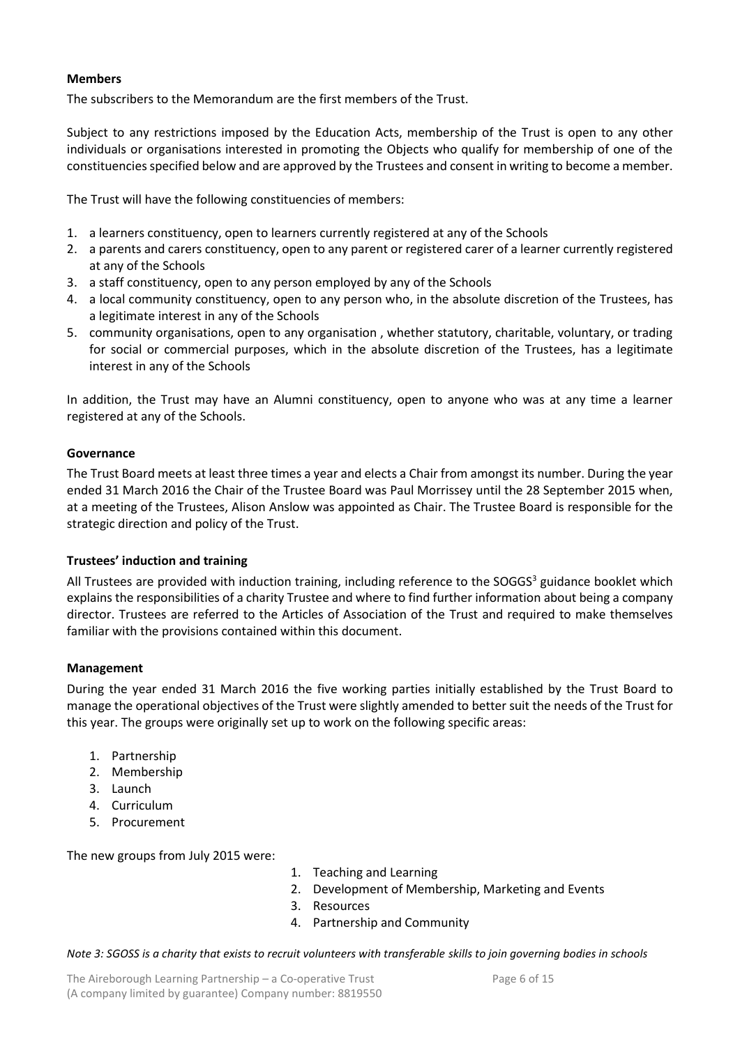**Members**

The subscribers to the Memorandum are the first members of the Trust.

Subject to any restrictions imposed by the Education Acts, membership of the Trust is open to any other individuals or organisations interested in promoting the Objects who qualify for membership of one of the constituencies specified below and are approved by the Trustees and consent in writing to become a member.

The Trust will have the following constituencies of members:

1. a learners constituency, open to learners currently registered at any of the Schools
2. a parents and carers constituency, open to any parent or registered carer of a learner currently registered at any of the Schools
3. a staff constituency, open to any person employed by any of the Schools
4. a local community constituency, open to any person who, in the absolute discretion of the Trustees, has a legitimate interest in any of the Schools
5. community organisations, open to any organisation , whether statutory, charitable, voluntary, or trading for social or commercial purposes, which in the absolute discretion of the Trustees, has a legitimate interest in any of the Schools

In addition, the Trust may have an Alumni constituency, open to anyone who was at any time a learner registered at any of the Schools.

**Governance**

The Trust Board meets at least three times a year and elects a Chair from amongst its number. During the year ended 31 March 2016 the Chair of the Trustee Board was Paul Morrissey until the 28 September 2015 when, at a meeting of the Trustees, Alison Anslow was appointed as Chair. The Trustee Board is responsible for the strategic direction and policy of the Trust.

**Trustees' induction and training**

All Trustees are provided with induction training, including reference to the SOGGS[3] guidance booklet which explains the responsibilities of a charity Trustee and where to find further information about being a company director. Trustees are referred to the Articles of Association of the Trust and required to make themselves familiar with the provisions contained within this document.

**Management**

During the year ended 31 March 2016 the five working parties initially established by the Trust Board to manage the operational objectives of the Trust were slightly amended to better suit the needs of the Trust for this year. The groups were originally set up to work on the following specific areas:

1. Partnership
2. Membership
3. Launch
4. Curriculum
5. Procurement

The new groups from July 2015 were:

1. Teaching and Learning
2. Development of Membership, Marketing and Events
3. Resources
4. Partnership and Community

*Note 3: SGOSS is a charity that exists to recruit volunteers with transferable skills to join governing bodies in schools*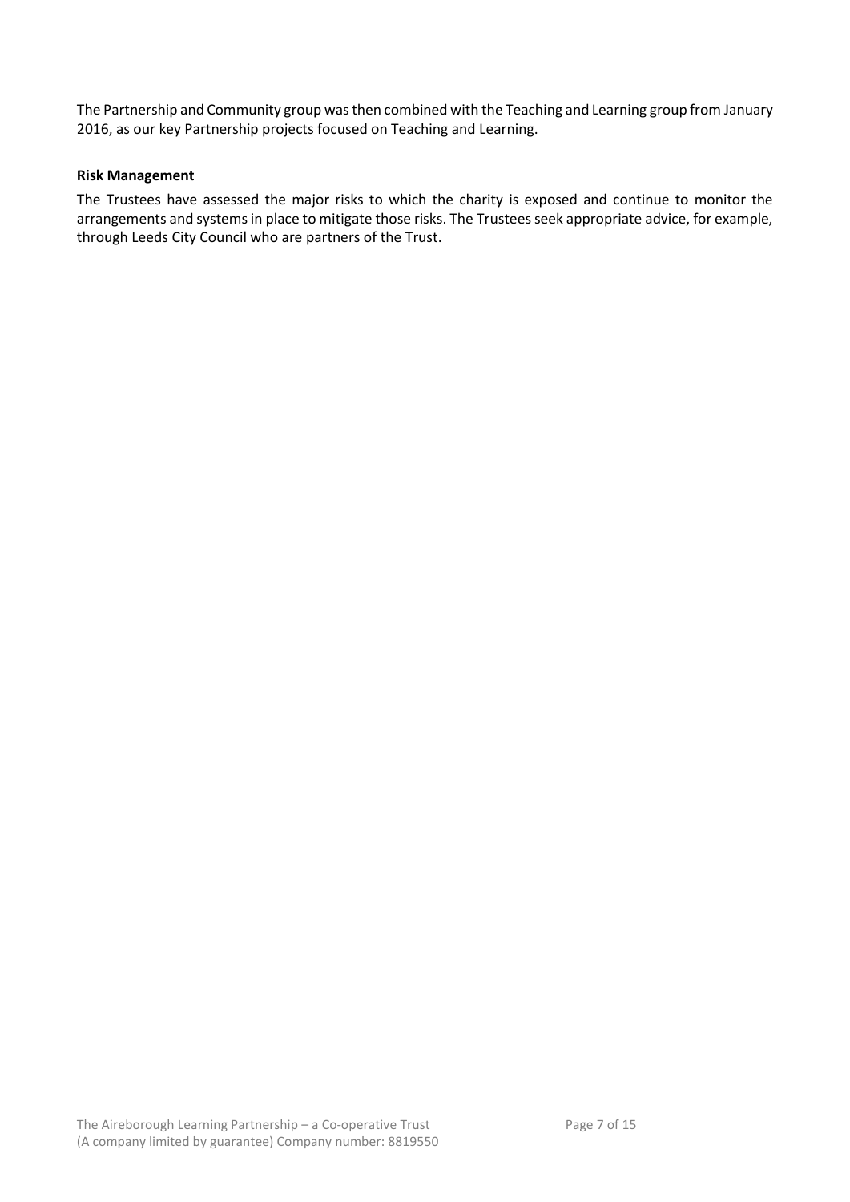The Partnership and Community group was then combined with the Teaching and Learning group from January 2016, as our key Partnership projects focused on Teaching and Learning.

**Risk Management**

The Trustees have assessed the major risks to which the charity is exposed and continue to monitor the arrangements and systems in place to mitigate those risks. The Trustees seek appropriate advice, for example, through Leeds City Council who are partners of the Trust.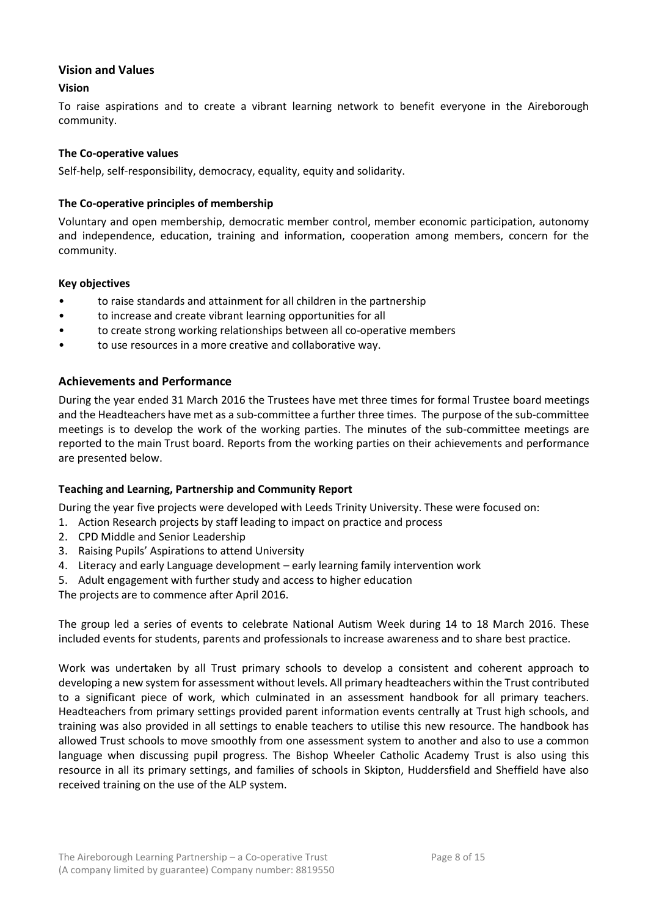## Vision and Values

### Vision

To raise aspirations and to create a vibrant learning network to benefit everyone in the Aireborough community.

### The Co-operative values

Self-help, self-responsibility, democracy, equality, equity and solidarity.

### The Co-operative principles of membership

Voluntary and open membership, democratic member control, member economic participation, autonomy and independence, education, training and information, cooperation among members, concern for the community.

### Key objectives

- to raise standards and attainment for all children in the partnership
- to increase and create vibrant learning opportunities for all
- to create strong working relationships between all co-operative members
- to use resources in a more creative and collaborative way.

## Achievements and Performance

During the year ended 31 March 2016 the Trustees have met three times for formal Trustee board meetings and the Headteachers have met as a sub-committee a further three times. The purpose of the sub-committee meetings is to develop the work of the working parties. The minutes of the sub-committee meetings are reported to the main Trust board. Reports from the working parties on their achievements and performance are presented below.

### Teaching and Learning, Partnership and Community Report

During the year five projects were developed with Leeds Trinity University. These were focused on:

1. Action Research projects by staff leading to impact on practice and process
2. CPD Middle and Senior Leadership
3. Raising Pupils' Aspirations to attend University
4. Literacy and early Language development – early learning family intervention work
5. Adult engagement with further study and access to higher education

The projects are to commence after April 2016.

The group led a series of events to celebrate National Autism Week during 14 to 18 March 2016. These included events for students, parents and professionals to increase awareness and to share best practice.

Work was undertaken by all Trust primary schools to develop a consistent and coherent approach to developing a new system for assessment without levels. All primary headteachers within the Trust contributed to a significant piece of work, which culminated in an assessment handbook for all primary teachers. Headteachers from primary settings provided parent information events centrally at Trust high schools, and training was also provided in all settings to enable teachers to utilise this new resource. The handbook has allowed Trust schools to move smoothly from one assessment system to another and also to use a common language when discussing pupil progress. The Bishop Wheeler Catholic Academy Trust is also using this resource in all its primary settings, and families of schools in Skipton, Huddersfield and Sheffield have also received training on the use of the ALP system.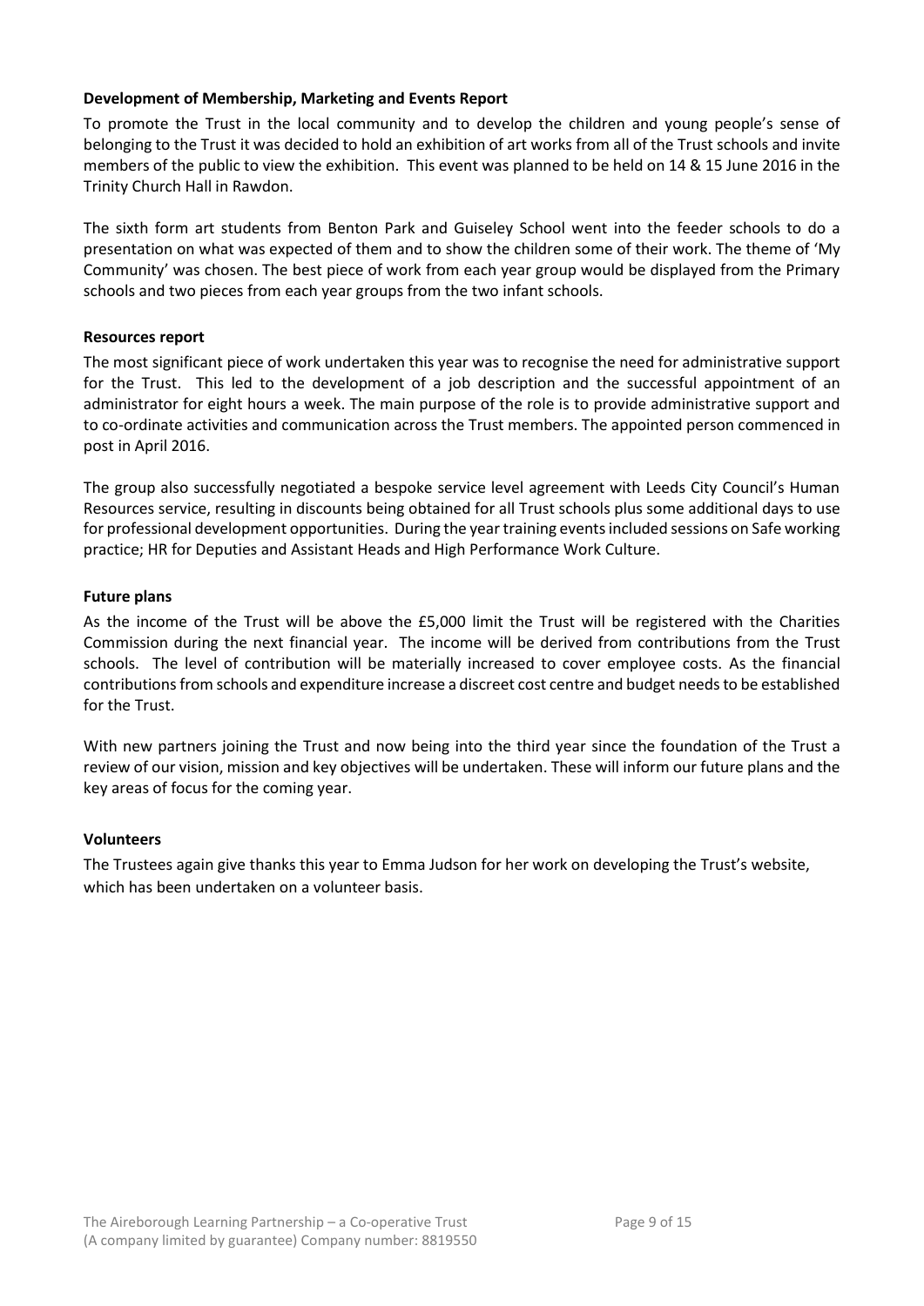**Development of Membership, Marketing and Events Report**

To promote the Trust in the local community and to develop the children and young people's sense of belonging to the Trust it was decided to hold an exhibition of art works from all of the Trust schools and invite members of the public to view the exhibition. This event was planned to be held on 14 & 15 June 2016 in the Trinity Church Hall in Rawdon.

The sixth form art students from Benton Park and Guiseley School went into the feeder schools to do a presentation on what was expected of them and to show the children some of their work. The theme of 'My Community' was chosen. The best piece of work from each year group would be displayed from the Primary schools and two pieces from each year groups from the two infant schools.

**Resources report**

The most significant piece of work undertaken this year was to recognise the need for administrative support for the Trust. This led to the development of a job description and the successful appointment of an administrator for eight hours a week. The main purpose of the role is to provide administrative support and to co-ordinate activities and communication across the Trust members. The appointed person commenced in post in April 2016.

The group also successfully negotiated a bespoke service level agreement with Leeds City Council's Human Resources service, resulting in discounts being obtained for all Trust schools plus some additional days to use for professional development opportunities. During the year training events included sessions on Safe working practice; HR for Deputies and Assistant Heads and High Performance Work Culture.

**Future plans**

As the income of the Trust will be above the £5,000 limit the Trust will be registered with the Charities Commission during the next financial year. The income will be derived from contributions from the Trust schools. The level of contribution will be materially increased to cover employee costs. As the financial contributions from schools and expenditure increase a discreet cost centre and budget needs to be established for the Trust.

With new partners joining the Trust and now being into the third year since the foundation of the Trust a review of our vision, mission and key objectives will be undertaken. These will inform our future plans and the key areas of focus for the coming year.

**Volunteers**

The Trustees again give thanks this year to Emma Judson for her work on developing the Trust's website, which has been undertaken on a volunteer basis.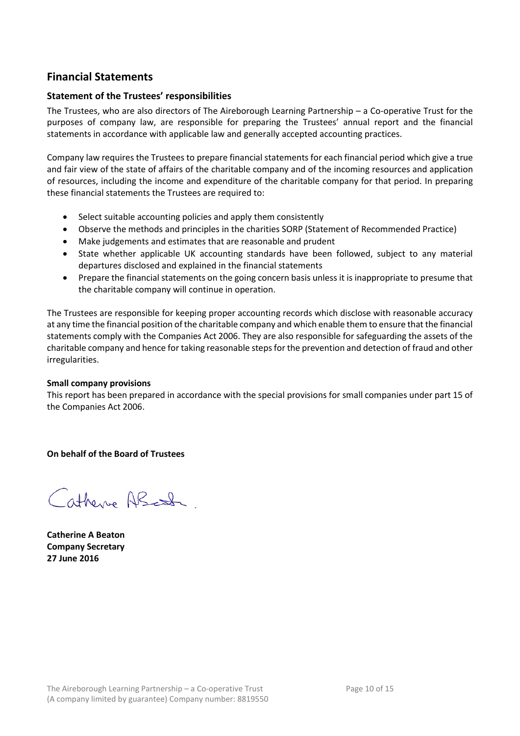## Financial Statements

### Statement of the Trustees' responsibilities

The Trustees, who are also directors of The Aireborough Learning Partnership – a Co-operative Trust for the purposes of company law, are responsible for preparing the Trustees' annual report and the financial statements in accordance with applicable law and generally accepted accounting practices.

Company law requires the Trustees to prepare financial statements for each financial period which give a true and fair view of the state of affairs of the charitable company and of the incoming resources and application of resources, including the income and expenditure of the charitable company for that period. In preparing these financial statements the Trustees are required to:

- Select suitable accounting policies and apply them consistently
- Observe the methods and principles in the charities SORP (Statement of Recommended Practice)
- Make judgements and estimates that are reasonable and prudent
- State whether applicable UK accounting standards have been followed, subject to any material departures disclosed and explained in the financial statements
- Prepare the financial statements on the going concern basis unless it is inappropriate to presume that the charitable company will continue in operation.

The Trustees are responsible for keeping proper accounting records which disclose with reasonable accuracy at any time the financial position of the charitable company and which enable them to ensure that the financial statements comply with the Companies Act 2006. They are also responsible for safeguarding the assets of the charitable company and hence for taking reasonable steps for the prevention and detection of fraud and other irregularities.

**Small company provisions**
This report has been prepared in accordance with the special provisions for small companies under part 15 of the Companies Act 2006.

**On behalf of the Board of Trustees**

Catherine A Beaton

**Catherine A Beaton**
**Company Secretary**
**27 June 2016**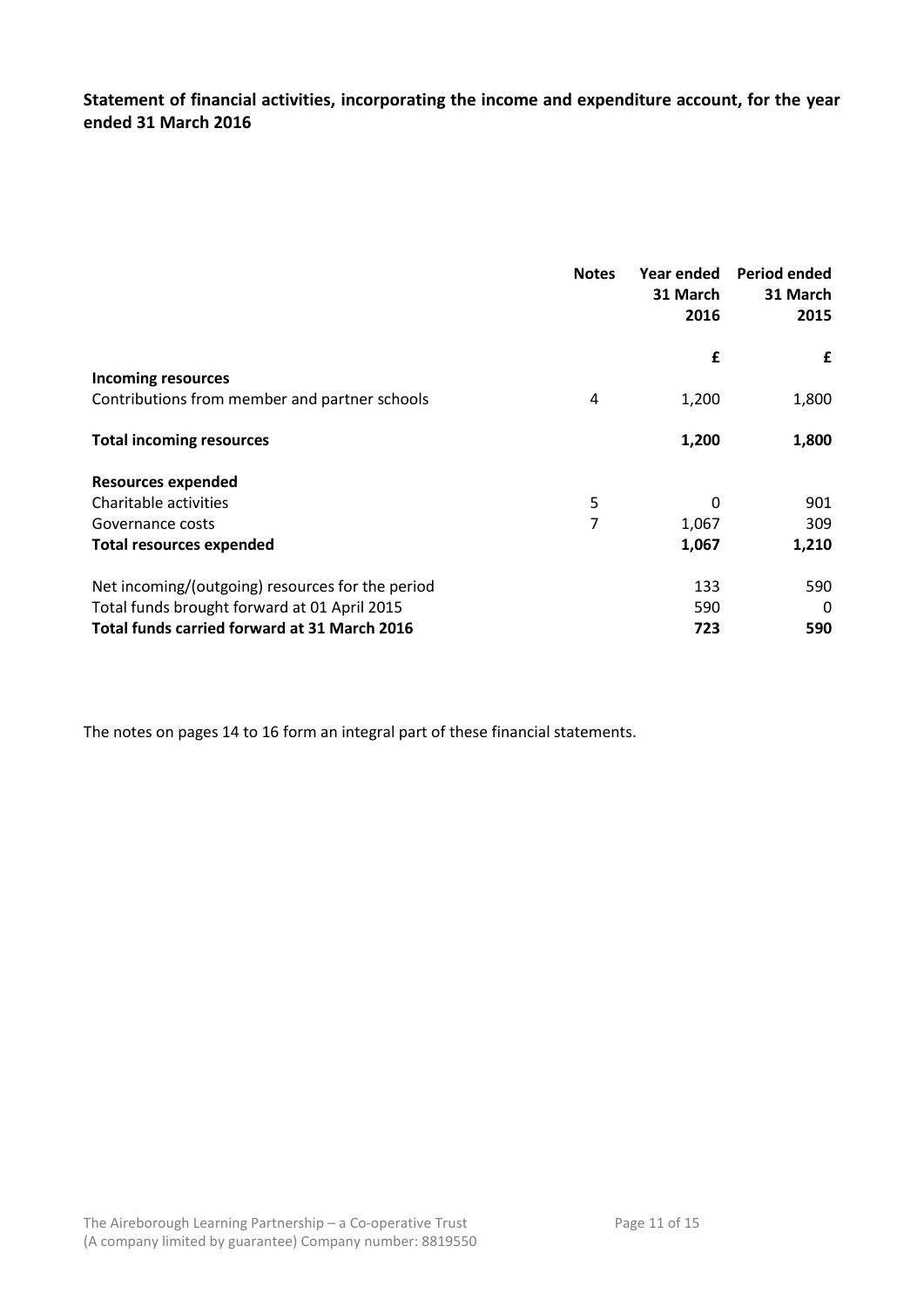**Statement of financial activities, incorporating the income and expenditure account, for the year ended 31 March 2016**

| | Notes | Year ended 31 March 2016 | Period ended 31 March 2015 |
|---|---|---|---|
| | | **£** | **£** |
| **Incoming resources** | | | |
| Contributions from member and partner schools | 4 | 1,200 | 1,800 |
| **Total incoming resources** | | **1,200** | **1,800** |
| **Resources expended** | | | |
| Charitable activities | 5 | 0 | 901 |
| Governance costs | 7 | 1,067 | 309 |
| **Total resources expended** | | **1,067** | **1,210** |
| Net incoming/(outgoing) resources for the period | | 133 | 590 |
| Total funds brought forward at 01 April 2015 | | 590 | 0 |
| **Total funds carried forward at 31 March 2016** | | **723** | **590** |

The notes on pages 14 to 16 form an integral part of these financial statements.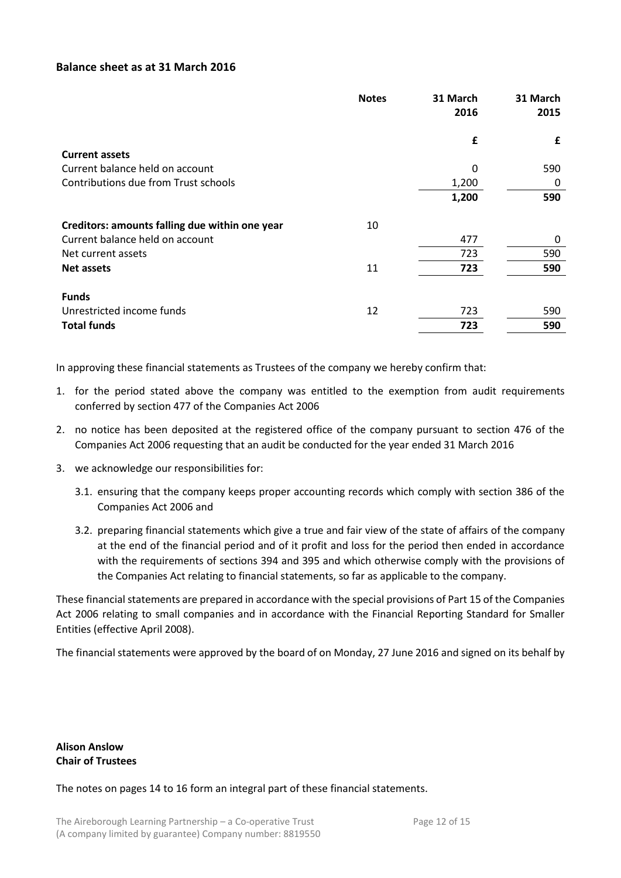## Balance sheet as at 31 March 2016

| | Notes | 31 March 2016 | 31 March 2015 |
|---|---|---|---|
| | | £ | £ |
| **Current assets** | | | |
| Current balance held on account | | 0 | 590 |
| Contributions due from Trust schools | | 1,200 | 0 |
| | | **1,200** | **590** |
| **Creditors: amounts falling due within one year** | 10 | | |
| Current balance held on account | | 477 | 0 |
| Net current assets | | 723 | 590 |
| **Net assets** | 11 | **723** | **590** |
| **Funds** | | | |
| Unrestricted income funds | 12 | 723 | 590 |
| **Total funds** | | **723** | **590** |

In approving these financial statements as Trustees of the company we hereby confirm that:

1. for the period stated above the company was entitled to the exemption from audit requirements conferred by section 477 of the Companies Act 2006
2. no notice has been deposited at the registered office of the company pursuant to section 476 of the Companies Act 2006 requesting that an audit be conducted for the year ended 31 March 2016
3. we acknowledge our responsibilities for:
    - 3.1. ensuring that the company keeps proper accounting records which comply with section 386 of the Companies Act 2006 and
    - 3.2. preparing financial statements which give a true and fair view of the state of affairs of the company at the end of the financial period and of it profit and loss for the period then ended in accordance with the requirements of sections 394 and 395 and which otherwise comply with the provisions of the Companies Act relating to financial statements, so far as applicable to the company.

These financial statements are prepared in accordance with the special provisions of Part 15 of the Companies Act 2006 relating to small companies and in accordance with the Financial Reporting Standard for Smaller Entities (effective April 2008).

The financial statements were approved by the board of on Monday, 27 June 2016 and signed on its behalf by

**Alison Anslow**
**Chair of Trustees**

The notes on pages 14 to 16 form an integral part of these financial statements.

The Aireborough Learning Partnership – a Co-operative Trust
(A company limited by guarantee) Company number: 8819550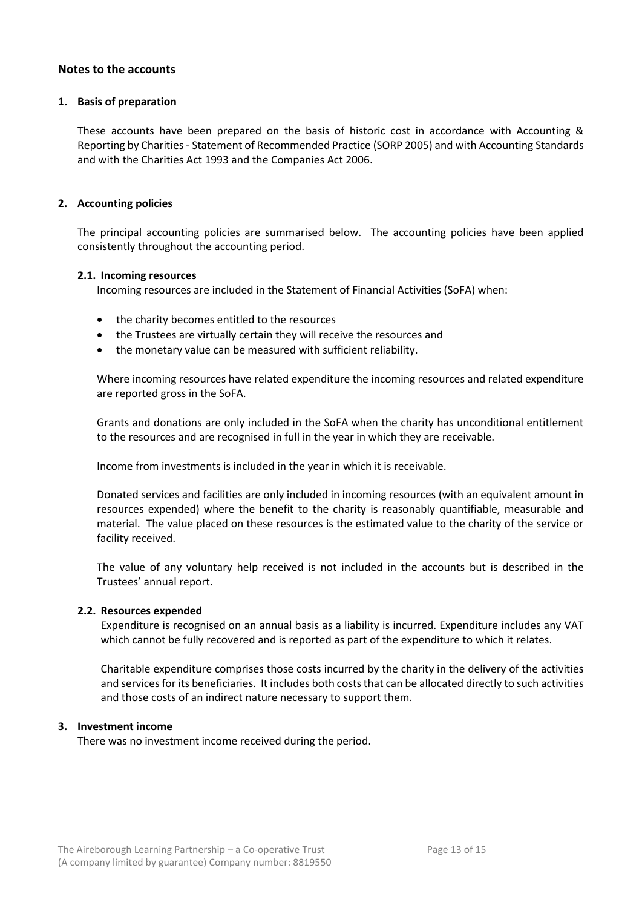## Notes to the accounts

### 1. Basis of preparation

These accounts have been prepared on the basis of historic cost in accordance with Accounting & Reporting by Charities - Statement of Recommended Practice (SORP 2005) and with Accounting Standards and with the Charities Act 1993 and the Companies Act 2006.

### 2. Accounting policies

The principal accounting policies are summarised below. The accounting policies have been applied consistently throughout the accounting period.

#### 2.1. Incoming resources

Incoming resources are included in the Statement of Financial Activities (SoFA) when:

- the charity becomes entitled to the resources
- the Trustees are virtually certain they will receive the resources and
- the monetary value can be measured with sufficient reliability.

Where incoming resources have related expenditure the incoming resources and related expenditure are reported gross in the SoFA.

Grants and donations are only included in the SoFA when the charity has unconditional entitlement to the resources and are recognised in full in the year in which they are receivable.

Income from investments is included in the year in which it is receivable.

Donated services and facilities are only included in incoming resources (with an equivalent amount in resources expended) where the benefit to the charity is reasonably quantifiable, measurable and material. The value placed on these resources is the estimated value to the charity of the service or facility received.

The value of any voluntary help received is not included in the accounts but is described in the Trustees' annual report.

#### 2.2. Resources expended

Expenditure is recognised on an annual basis as a liability is incurred. Expenditure includes any VAT which cannot be fully recovered and is reported as part of the expenditure to which it relates.

Charitable expenditure comprises those costs incurred by the charity in the delivery of the activities and services for its beneficiaries. It includes both costs that can be allocated directly to such activities and those costs of an indirect nature necessary to support them.

### 3. Investment income

There was no investment income received during the period.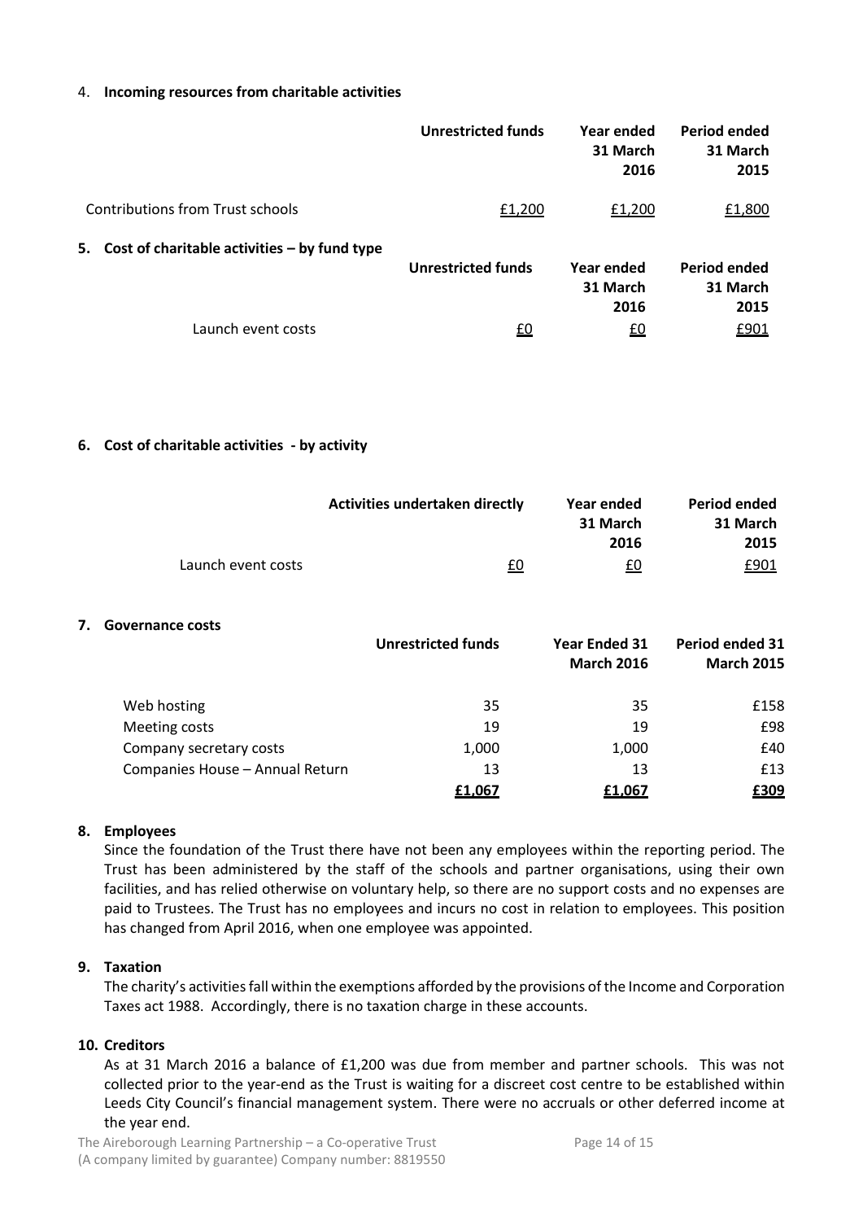## 4. Incoming resources from charitable activities

| | Unrestricted funds | Year ended 31 March 2016 | Period ended 31 March 2015 |
|---|---|---|---|
| Contributions from Trust schools | £1,200 | £1,200 | £1,800 |

## 5. Cost of charitable activities – by fund type

| | Unrestricted funds | Year ended 31 March 2016 | Period ended 31 March 2015 |
|---|---|---|---|
| Launch event costs | £0 | £0 | £901 |

## 6. Cost of charitable activities - by activity

| | Activities undertaken directly | Year ended 31 March 2016 | Period ended 31 March 2015 |
|---|---|---|---|
| Launch event costs | £0 | £0 | £901 |

## 7. Governance costs

| | Unrestricted funds | Year Ended 31 March 2016 | Period ended 31 March 2015 |
|---|---|---|---|
| Web hosting | 35 | 35 | £158 |
| Meeting costs | 19 | 19 | £98 |
| Company secretary costs | 1,000 | 1,000 | £40 |
| Companies House – Annual Return | 13 | 13 | £13 |
| | **£1,067** | **£1,067** | **£309** |

## 8. Employees

Since the foundation of the Trust there have not been any employees within the reporting period. The Trust has been administered by the staff of the schools and partner organisations, using their own facilities, and has relied otherwise on voluntary help, so there are no support costs and no expenses are paid to Trustees. The Trust has no employees and incurs no cost in relation to employees. This position has changed from April 2016, when one employee was appointed.

## 9. Taxation

The charity's activities fall within the exemptions afforded by the provisions of the Income and Corporation Taxes act 1988. Accordingly, there is no taxation charge in these accounts.

## 10. Creditors

As at 31 March 2016 a balance of £1,200 was due from member and partner schools. This was not collected prior to the year-end as the Trust is waiting for a discreet cost centre to be established within Leeds City Council's financial management system. There were no accruals or other deferred income at the year end.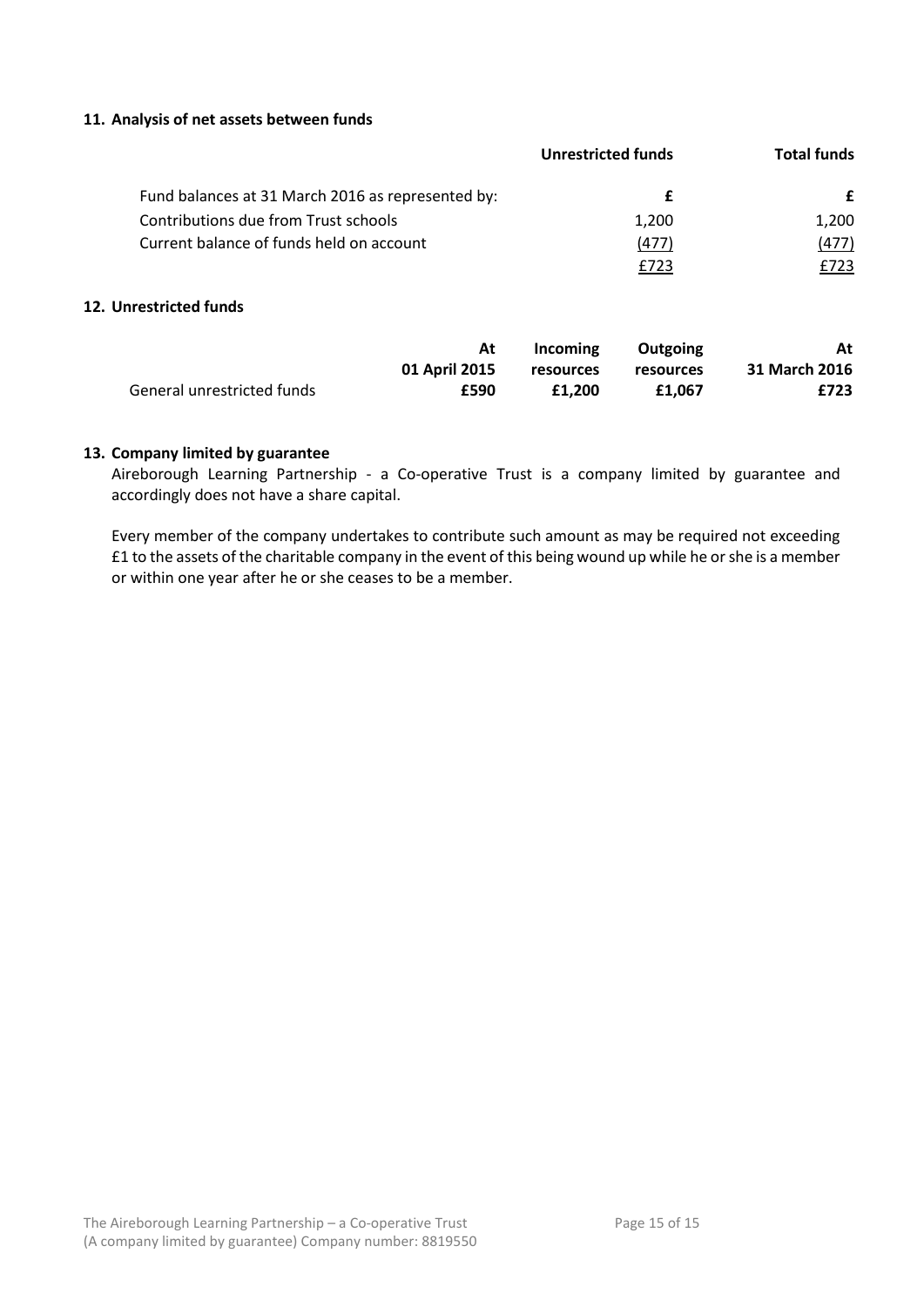## 11. Analysis of net assets between funds

| | Unrestricted funds | Total funds |
|---|---|---|
| Fund balances at 31 March 2016 as represented by: | £ | £ |
| Contributions due from Trust schools | 1,200 | 1,200 |
| Current balance of funds held on account | (477) | (477) |
| | £723 | £723 |

## 12. Unrestricted funds

| | At 01 April 2015 | Incoming resources | Outgoing resources | At 31 March 2016 |
|---|---|---|---|---|
| General unrestricted funds | £590 | £1,200 | £1,067 | £723 |

## 13. Company limited by guarantee

Aireborough Learning Partnership - a Co-operative Trust is a company limited by guarantee and accordingly does not have a share capital.

Every member of the company undertakes to contribute such amount as may be required not exceeding £1 to the assets of the charitable company in the event of this being wound up while he or she is a member or within one year after he or she ceases to be a member.